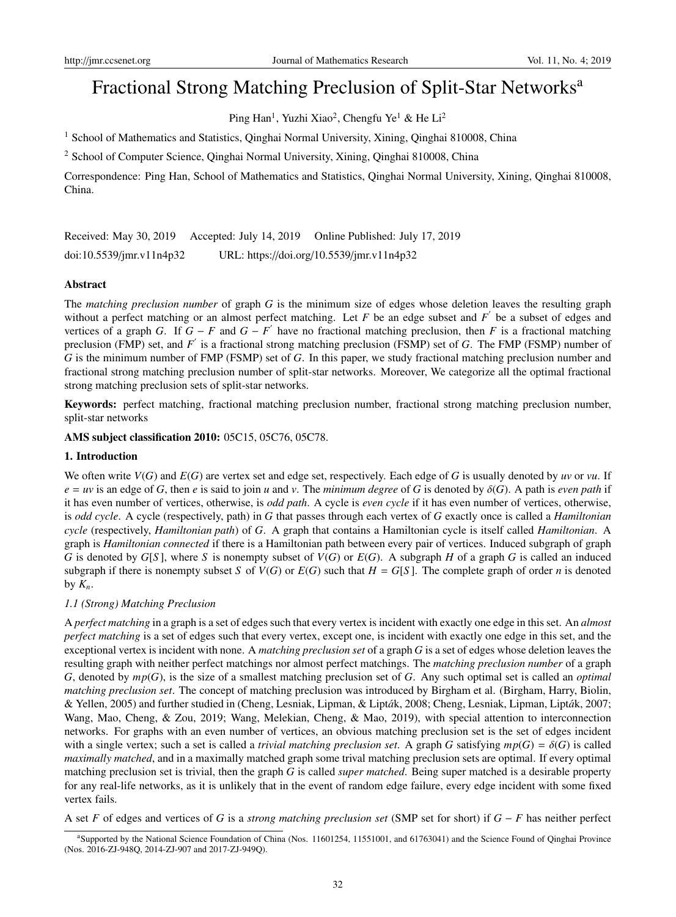# Fractional Strong Matching Preclusion of Split-Star Networks[a]

Ping Han[1], Yuzhi Xiao[2], Chengfu Ye[1] & He Li[2]

[1] School of Mathematics and Statistics, Qinghai Normal University, Xining, Qinghai 810008, China

[2] School of Computer Science, Qinghai Normal University, Xining, Qinghai 810008, China

Correspondence: Ping Han, School of Mathematics and Statistics, Qinghai Normal University, Xining, Qinghai 810008, China.

Received: May 30, 2019 Accepted: July 14, 2019 Online Published: July 17, 2019

doi:10.5539/jmr.v11n4p32 URL: https://doi.org/10.5539/jmr.v11n4p32

## Abstract

The *matching preclusion number* of graph $G$ is the minimum size of edges whose deletion leaves the resulting graph without a perfect matching or an almost perfect matching. Let $F$ be an edge subset and $F'$ be a subset of edges and vertices of a graph $G$. If $G - F$ and $G - F'$ have no fractional matching preclusion, then $F$ is a fractional matching preclusion (FMP) set, and $F'$ is a fractional strong matching preclusion (FSMP) set of $G$. The FMP (FSMP) number of $G$ is the minimum number of FMP (FSMP) set of $G$. In this paper, we study fractional matching preclusion number and fractional strong matching preclusion number of split-star networks. Moreover, We categorize all the optimal fractional strong matching preclusion sets of split-star networks.

**Keywords:** perfect matching, fractional matching preclusion number, fractional strong matching preclusion number, split-star networks

**AMS subject classification 2010:** 05C15, 05C76, 05C78.

## 1. Introduction

We often write $V(G)$ and $E(G)$ are vertex set and edge set, respectively. Each edge of $G$ is usually denoted by $uv$ or $vu$. If $e = uv$ is an edge of $G$, then $e$ is said to join $u$ and $v$. The *minimum degree* of $G$ is denoted by $\delta(G)$. A path is *even path* if it has even number of vertices, otherwise, is *odd path*. A cycle is *even cycle* if it has even number of vertices, otherwise, is *odd cycle*. A cycle (respectively, path) in $G$ that passes through each vertex of $G$ exactly once is called a *Hamiltonian cycle* (respectively, *Hamiltonian path*) of $G$. A graph that contains a Hamiltonian cycle is itself called *Hamiltonian*. A graph is *Hamiltonian connected* if there is a Hamiltonian path between every pair of vertices. Induced subgraph of graph $G$ is denoted by $G[S]$, where $S$ is nonempty subset of $V(G)$ or $E(G)$. A subgraph $H$ of a graph $G$ is called an induced subgraph if there is nonempty subset $S$ of $V(G)$ or $E(G)$ such that $H = G[S]$. The complete graph of order $n$ is denoted by $K_n$.

### *1.1 (Strong) Matching Preclusion*

A *perfect matching* in a graph is a set of edges such that every vertex is incident with exactly one edge in this set. An *almost perfect matching* is a set of edges such that every vertex, except one, is incident with exactly one edge in this set, and the exceptional vertex is incident with none. A *matching preclusion set* of a graph $G$ is a set of edges whose deletion leaves the resulting graph with neither perfect matchings nor almost perfect matchings. The *matching preclusion number* of a graph $G$, denoted by $mp(G)$, is the size of a smallest matching preclusion set of $G$. Any such optimal set is called an *optimal matching preclusion set*. The concept of matching preclusion was introduced by Birgham et al. (Birgham, Harry, Biolin, & Yellen, 2005) and further studied in (Cheng, Lesniak, Lipman, & Lipták, 2008; Cheng, Lesniak, Lipman, Lipták, 2007; Wang, Mao, Cheng, & Zou, 2019; Wang, Melekian, Cheng, & Mao, 2019), with special attention to interconnection networks. For graphs with an even number of vertices, an obvious matching preclusion set is the set of edges incident with a single vertex; such a set is called a *trivial matching preclusion set*. A graph $G$ satisfying $mp(G) = \delta(G)$ is called *maximally matched*, and in a maximally matched graph some trival matching preclusion sets are optimal. If every optimal matching preclusion set is trivial, then the graph $G$ is called *super matched*. Being super matched is a desirable property for any real-life networks, as it is unlikely that in the event of random edge failure, every edge incident with some fixed vertex fails.

A set $F$ of edges and vertices of $G$ is a *strong matching preclusion set* (SMP set for short) if $G - F$ has neither perfect

[a] Supported by the National Science Foundation of China (Nos. 11601254, 11551001, and 61763041) and the Science Found of Qinghai Province (Nos. 2016-ZJ-948Q, 2014-ZJ-907 and 2017-ZJ-949Q).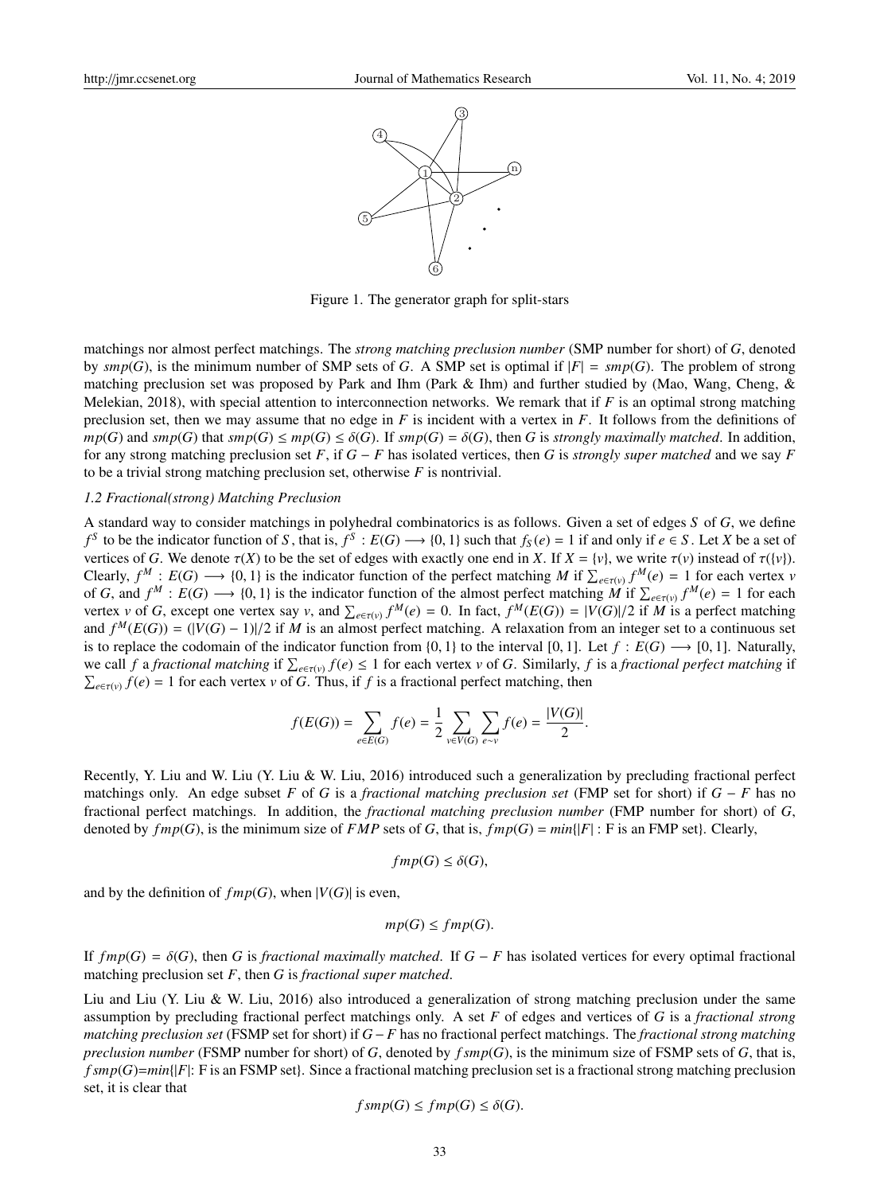Figure 1. The generator graph for split-stars

matchings nor almost perfect matchings. The *strong matching preclusion number* (SMP number for short) of $G$, denoted by $smp(G)$, is the minimum number of SMP sets of $G$. A SMP set is optimal if $|F| = smp(G)$. The problem of strong matching preclusion set was proposed by Park and Ihm (Park & Ihm) and further studied by (Mao, Wang, Cheng, & Melekian, 2018), with special attention to interconnection networks. We remark that if $F$ is an optimal strong matching preclusion set, then we may assume that no edge in $F$ is incident with a vertex in $F$. It follows from the definitions of $mp(G)$ and $smp(G)$ that $smp(G) \leq mp(G) \leq \delta(G)$. If $smp(G) = \delta(G)$, then $G$ is *strongly maximally matched*. In addition, for any strong matching preclusion set $F$, if $G - F$ has isolated vertices, then $G$ is *strongly super matched* and we say $F$ to be a trivial strong matching preclusion set, otherwise $F$ is nontrivial.

### 1.2 Fractional(strong) Matching Preclusion

A standard way to consider matchings in polyhedral combinatorics is as follows. Given a set of edges $S$ of $G$, we define $f^S$ to be the indicator function of $S$, that is, $f^S : E(G) \longrightarrow \{0, 1\}$ such that $f_S(e) = 1$ if and only if $e \in S$. Let $X$ be a set of vertices of $G$. We denote $\tau(X)$ to be the set of edges with exactly one end in $X$. If $X = \{v\}$, we write $\tau(v)$ instead of $\tau(\{v\})$. Clearly, $f^M : E(G) \longrightarrow \{0, 1\}$ is the indicator function of the perfect matching $M$ if $\sum_{e\in\tau(v)} f^M(e) = 1$ for each vertex $v$ of $G$, and $f^M : E(G) \longrightarrow \{0, 1\}$ is the indicator function of the almost perfect matching $M$ if $\sum_{e\in\tau(v)} f^M(e) = 1$ for each vertex $v$ of $G$, except one vertex say $v$, and $\sum_{e\in\tau(v)} f^M(e) = 0$. In fact, $f^M(E(G)) = |V(G)|/2$ if $M$ is a perfect matching and $f^M(E(G)) = (|V(G) - 1)|/2$ if $M$ is an almost perfect matching. A relaxation from an integer set to a continuous set is to replace the codomain of the indicator function from $\{0, 1\}$ to the interval $[0, 1]$. Let $f : E(G) \longrightarrow [0, 1]$. Naturally, we call $f$ a *fractional matching* if $\sum_{e\in\tau(v)} f(e) \leq 1$ for each vertex $v$ of $G$. Similarly, $f$ is a *fractional perfect matching* if $\sum_{e\in\tau(v)} f(e) = 1$ for each vertex $v$ of $G$. Thus, if $f$ is a fractional perfect matching, then

$$f(E(G)) = \sum_{e\in E(G)} f(e) = \frac{1}{2} \sum_{v\in V(G)} \sum_{e\sim v} f(e) = \frac{|V(G)|}{2}.$$

Recently, Y. Liu and W. Liu (Y. Liu & W. Liu, 2016) introduced such a generalization by precluding fractional perfect matchings only. An edge subset $F$ of $G$ is a *fractional matching preclusion set* (FMP set for short) if $G - F$ has no fractional perfect matchings. In addition, the *fractional matching preclusion number* (FMP number for short) of $G$, denoted by $fmp(G)$, is the minimum size of $FMP$ sets of $G$, that is, $fmp(G) = min\{|F| : \text{F is an FMP set}\}$. Clearly,

$$fmp(G) \leq \delta(G),$$

and by the definition of $fmp(G)$, when $|V(G)|$ is even,

$$mp(G) \leq fmp(G).$$

If $fmp(G) = \delta(G)$, then $G$ is *fractional maximally matched*. If $G - F$ has isolated vertices for every optimal fractional matching preclusion set $F$, then $G$ is *fractional super matched*.

Liu and Liu (Y. Liu & W. Liu, 2016) also introduced a generalization of strong matching preclusion under the same assumption by precluding fractional perfect matchings only. A set $F$ of edges and vertices of $G$ is a *fractional strong matching preclusion set* (FSMP set for short) if $G-F$ has no fractional perfect matchings. The *fractional strong matching preclusion number* (FSMP number for short) of $G$, denoted by $fsmp(G)$, is the minimum size of FSMP sets of $G$, that is, $fsmp(G)$=$min\{|F|\text{: F is an FSMP set}\}$. Since a fractional matching preclusion set is a fractional strong matching preclusion set, it is clear that

$$fsmp(G) \leq fmp(G) \leq \delta(G).$$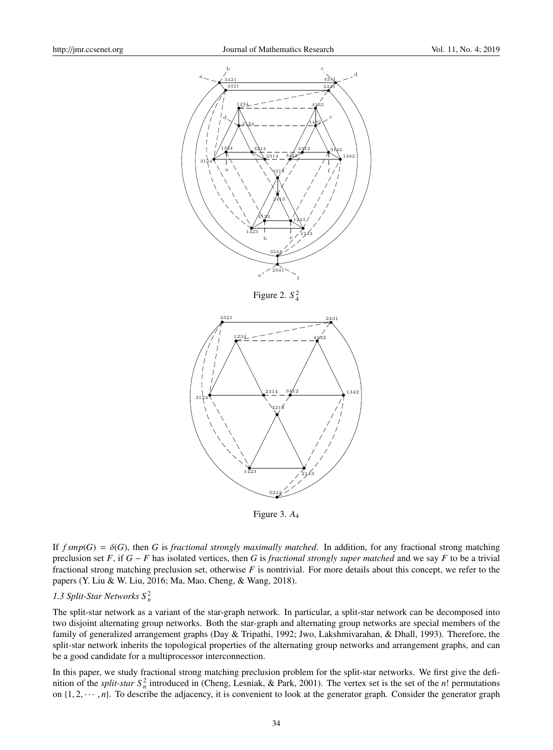Figure 2. $S_4^2$

Figure 3. $A_4$

If $fsmp(G) = \delta(G)$, then $G$ is *fractional strongly maximally matched.* In addition, for any fractional strong matching preclusion set $F$, if $G - F$ has isolated vertices, then $G$ is *fractional strongly super matched* and we say $F$ to be a trivial fractional strong matching preclusion set, otherwise $F$ is nontrivial. For more details about this concept, we refer to the papers (Y. Liu & W. Liu, 2016; Ma, Mao, Cheng, & Wang, 2018).

### 1.3 Split-Star Networks $S_n^2$

The split-star network as a variant of the star-graph network. In particular, a split-star network can be decomposed into two disjoint alternating group networks. Both the star-graph and alternating group networks are special members of the family of generalized arrangement graphs (Day & Tripathi, 1992; Jwo, Lakshmivarahan, & Dhall, 1993). Therefore, the split-star network inherits the topological properties of the alternating group networks and arrangement graphs, and can be a good candidate for a multiprocessor interconnection.

In this paper, we study fractional strong matching preclusion problem for the split-star networks. We first give the definition of the *split-star* $S_n^2$ introduced in (Cheng, Lesniak, & Park, 2001). The vertex set is the set of the $n!$ permutations on $\{1, 2, \cdots, n\}$. To describe the adjacency, it is convenient to look at the generator graph. Consider the generator graph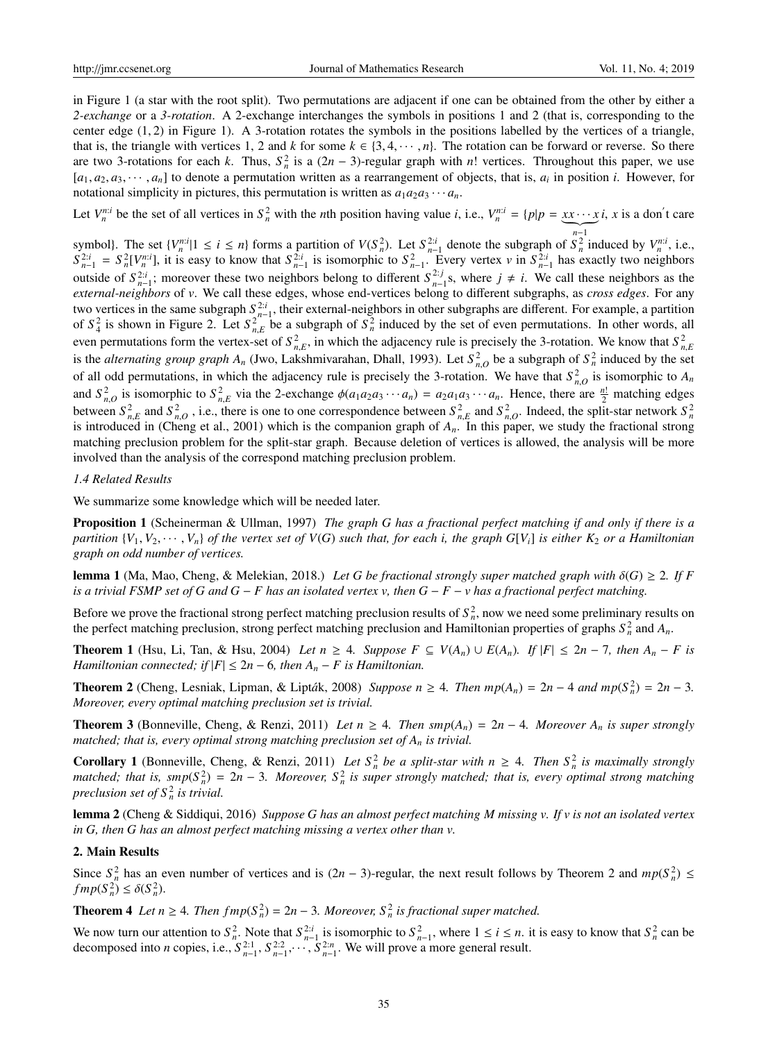in Figure 1 (a star with the root split). Two permutations are adjacent if one can be obtained from the other by either a *2-exchange* or a *3-rotation*. A 2-exchange interchanges the symbols in positions 1 and 2 (that is, corresponding to the center edge $(1, 2)$ in Figure 1). A 3-rotation rotates the symbols in the positions labelled by the vertices of a triangle, that is, the triangle with vertices 1, 2 and $k$ for some $k \in \{3, 4, \cdots, n\}$. The rotation can be forward or reverse. So there are two 3-rotations for each $k$. Thus, $S_n^2$ is a $(2n-3)$-regular graph with $n!$ vertices. Throughout this paper, we use $[a_1, a_2, a_3, \cdots, a_n]$ to denote a permutation written as a rearrangement of objects, that is, $a_i$ in position $i$. However, for notational simplicity in pictures, this permutation is written as $a_1a_2a_3 \cdots a_n$.

Let $V_n^{n:i}$ be the set of all vertices in $S_n^2$ with the $n$th position having value $i$, i.e., $V_n^{n:i} = \{p | p = \underbrace{xx \cdots x}_{n-1} i$, $x$ is a don't care symbol$\}$. The set $\{V_n^{n:i} | 1 \leq i \leq n\}$ forms a partition of $V(S_n^2)$. Let $S_{n-1}^{2:i}$ denote the subgraph of $S_n^2$ induced by $V_n^{n:i}$, i.e., $S_{n-1}^{2:i} = S_n^2[V_n^{n:i}]$, it is easy to know that $S_{n-1}^{2:i}$ is isomorphic to $S_{n-1}^2$. Every vertex $v$ in $S_{n-1}^{2:i}$ has exactly two neighbors outside of $S_{n-1}^{2:i}$; moreover these two neighbors belong to different $S_{n-1}^{2:j}$s, where $j \neq i$. We call these neighbors as the *external-neighbors* of $v$. We call these edges, whose end-vertices belong to different subgraphs, as *cross edges*. For any two vertices in the same subgraph $S_{n-1}^{2:i}$, their external-neighbors in other subgraphs are different. For example, a partition of $S_4^2$ is shown in Figure 2. Let $S_{n,E}^2$ be a subgraph of $S_n^2$ induced by the set of even permutations. In other words, all even permutations form the vertex-set of $S_{n,E}^2$, in which the adjacency rule is precisely the 3-rotation. We know that $S_{n,E}^2$ is the *alternating group graph* $A_n$ (Jwo, Lakshmivarahan, Dhall, 1993). Let $S_{n,O}^2$ be a subgraph of $S_n^2$ induced by the set of all odd permutations, in which the adjacency rule is precisely the 3-rotation. We have that $S_{n,O}^2$ is isomorphic to $A_n$ and $S_{n,O}^2$ is isomorphic to $S_{n,E}^2$ via the 2-exchange $\phi(a_1a_2a_3 \cdots a_n) = a_2a_1a_3 \cdots a_n$. Hence, there are $\frac{n!}{2}$ matching edges between $S_{n,E}^2$ and $S_{n,O}^2$ , i.e., there is one to one correspondence between $S_{n,E}^2$ and $S_{n,O}^2$. Indeed, the split-star network $S_n^2$ is introduced in (Cheng et al., 2001) which is the companion graph of $A_n$. In this paper, we study the fractional strong matching preclusion problem for the split-star graph. Because deletion of vertices is allowed, the analysis will be more involved than the analysis of the correspond matching preclusion problem.

### 1.4 Related Results

We summarize some knowledge which will be needed later.

**Proposition 1** (Scheinerman & Ullman, 1997) *The graph $G$ has a fractional perfect matching if and only if there is a partition $\{V_1, V_2, \cdots, V_n\}$ of the vertex set of $V(G)$ such that, for each $i$, the graph $G[V_i]$ is either $K_2$ or a Hamiltonian graph on odd number of vertices.*

**lemma 1** (Ma, Mao, Cheng, & Melekian, 2018.) *Let $G$ be fractional strongly super matched graph with $\delta(G) \geq 2$. If $F$ is a trivial FSMP set of $G$ and $G - F$ has an isolated vertex $v$, then $G - F - v$ has a fractional perfect matching.*

Before we prove the fractional strong perfect matching preclusion results of $S_n^2$, now we need some preliminary results on the perfect matching preclusion, strong perfect matching preclusion and Hamiltonian properties of graphs $S_n^2$ and $A_n$.

**Theorem 1** (Hsu, Li, Tan, & Hsu, 2004) *Let $n \geq 4$. Suppose $F \subseteq V(A_n) \cup E(A_n)$. If $|F| \leq 2n - 7$, then $A_n - F$ is Hamiltonian connected; if $|F| \leq 2n - 6$, then $A_n - F$ is Hamiltonian.*

**Theorem 2** (Cheng, Lesniak, Lipman, & Lipták, 2008) *Suppose $n \geq 4$. Then $mp(A_n) = 2n - 4$ and $mp(S_n^2) = 2n - 3$. Moreover, every optimal matching preclusion set is trivial.*

**Theorem 3** (Bonneville, Cheng, & Renzi, 2011) *Let $n \geq 4$. Then $smp(A_n) = 2n - 4$. Moreover $A_n$ is super strongly matched; that is, every optimal strong matching preclusion set of $A_n$ is trivial.*

**Corollary 1** (Bonneville, Cheng, & Renzi, 2011) *Let $S_n^2$ be a split-star with $n \geq 4$. Then $S_n^2$ is maximally strongly matched; that is, $smp(S_n^2) = 2n - 3$. Moreover, $S_n^2$ is super strongly matched; that is, every optimal strong matching preclusion set of $S_n^2$ is trivial.*

**lemma 2** (Cheng & Siddiqui, 2016) *Suppose $G$ has an almost perfect matching $M$ missing $v$. If $v$ is not an isolated vertex in $G$, then $G$ has an almost perfect matching missing a vertex other than $v$.*

## 2. Main Results

Since $S_n^2$ has an even number of vertices and is $(2n-3)$-regular, the next result follows by Theorem 2 and $mp(S_n^2) \leq fmp(S_n^2) \leq \delta(S_n^2)$.

**Theorem 4** *Let $n \geq 4$. Then $fmp(S_n^2) = 2n - 3$. Moreover, $S_n^2$ is fractional super matched.*

We now turn our attention to $S_n^2$. Note that $S_{n-1}^{2:i}$ is isomorphic to $S_{n-1}^2$, where $1 \leq i \leq n$. it is easy to know that $S_n^2$ can be decomposed into $n$ copies, i.e., $S_{n-1}^{2:1}, S_{n-1}^{2:2}, \cdots, S_{n-1}^{2:n}$. We will prove a more general result.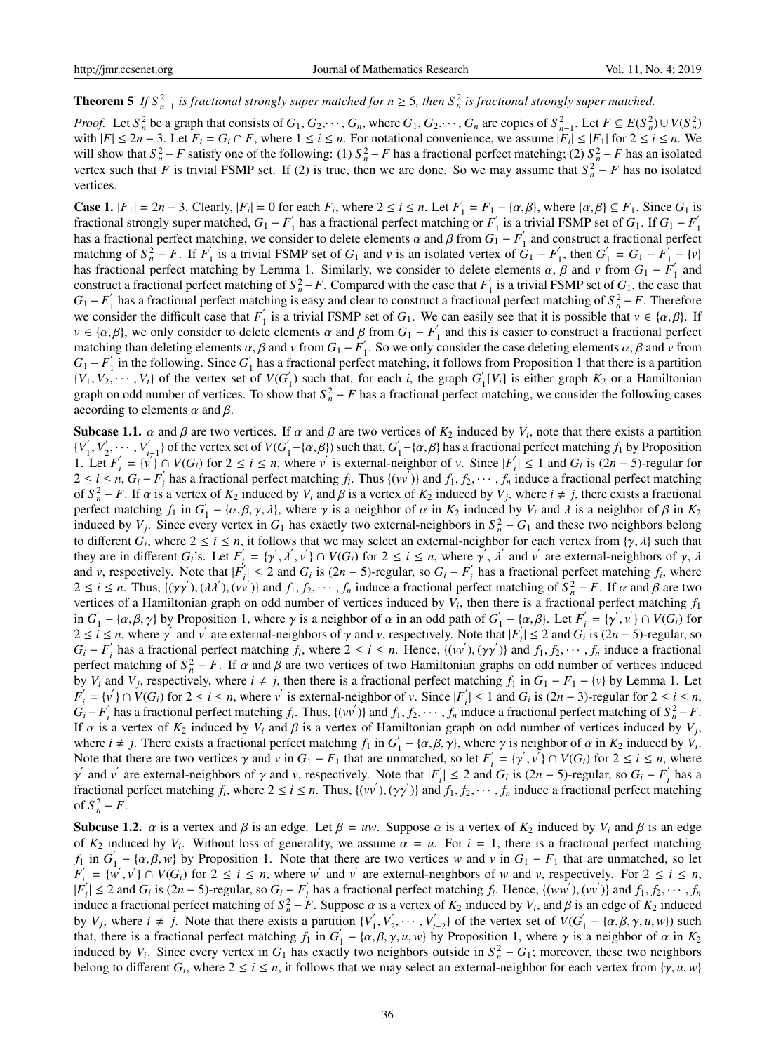**Theorem 5** *If $S^2_{n-1}$ is fractional strongly super matched for $n \geq 5$, then $S^2_n$ is fractional strongly super matched.*

*Proof.* Let $S^2_n$ be a graph that consists of $G_1, G_2, \cdots, G_n$, where $G_1, G_2, \cdots, G_n$ are copies of $S^2_{n-1}$. Let $F \subseteq E(S^2_n) \cup V(S^2_n)$ with $|F| \leq 2n-3$. Let $F_i = G_i \cap F$, where $1 \leq i \leq n$. For notational convenience, we assume $|F_i| \leq |F_1|$ for $2 \leq i \leq n$. We will show that $S^2_n - F$ satisfy one of the following: (1) $S^2_n - F$ has a fractional perfect matching; (2) $S^2_n - F$ has an isolated vertex such that $F$ is trivial FSMP set. If (2) is true, then we are done. So we may assume that $S^2_n - F$ has no isolated vertices.

**Case 1.** $|F_1| = 2n-3$. Clearly, $|F_i| = 0$ for each $F_i$, where $2 \leq i \leq n$. Let $F'_1 = F_1 - \{\alpha, \beta\}$, where $\{\alpha, \beta\} \subseteq F_1$. Since $G_1$ is fractional strongly super matched, $G_1 - F'_1$ has a fractional perfect matching or $F'_1$ is a trivial FSMP set of $G_1$. If $G_1 - F'_1$ has a fractional perfect matching, we consider to delete elements $\alpha$ and $\beta$ from $G_1 - F'_1$ and construct a fractional perfect matching of $S^2_n - F$. If $F'_1$ is a trivial FSMP set of $G_1$ and $v$ is an isolated vertex of $G_1 - F'_1$, then $G'_1 = G_1 - F'_1 - \{v\}$ has fractional perfect matching by Lemma 1. Similarly, we consider to delete elements $\alpha$, $\beta$ and $v$ from $G_1 - F'_1$ and construct a fractional perfect matching of $S^2_n - F$. Compared with the case that $F'_1$ is a trivial FSMP set of $G_1$, the case that $G_1 - F'_1$ has a fractional perfect matching is easy and clear to construct a fractional perfect matching of $S^2_n - F$. Therefore we consider the difficult case that $F'_1$ is a trivial FSMP set of $G_1$. We can easily see that it is possible that $v \in \{\alpha, \beta\}$. If $v \in \{\alpha, \beta\}$, we only consider to delete elements $\alpha$ and $\beta$ from $G_1 - F'_1$ and this is easier to construct a fractional perfect matching than deleting elements $\alpha, \beta$ and $v$ from $G_1 - F'_1$. So we only consider the case deleting elements $\alpha, \beta$ and $v$ from $G_1 - F'_1$ in the following. Since $G'_1$ has a fractional perfect matching, it follows from Proposition 1 that there is a partition $\{V_1, V_2, \cdots, V_t\}$ of the vertex set of $V(G'_1)$ such that, for each $i$, the graph $G'_1[V_i]$ is either graph $K_2$ or a Hamiltonian graph on odd number of vertices. To show that $S^2_n - F$ has a fractional perfect matching, we consider the following cases according to elements $\alpha$ and $\beta$.

**Subcase 1.1.** $\alpha$ and $\beta$ are two vertices. If $\alpha$ and $\beta$ are two vertices of $K_2$ induced by $V_i$, note that there exists a partition $\{V'_1, V'_2, \cdots, V'_{t-1}\}$ of the vertex set of $V(G'_1 - \{\alpha, \beta\})$ such that, $G'_1 - \{\alpha, \beta\}$ has a fractional perfect matching $f_1$ by Proposition 1. Let $F'_i = \{v'\} \cap V(G_i)$ for $2 \leq i \leq n$, where $v'$ is external-neighbor of $v$. Since $|F'_i| \leq 1$ and $G_i$ is $(2n-5)$-regular for $2 \leq i \leq n$, $G_i - F'_i$ has a fractional perfect matching $f_i$. Thus $\{(vv')\}$ and $f_1, f_2, \cdots, f_n$ induce a fractional perfect matching of $S^2_n - F$. If $\alpha$ is a vertex of $K_2$ induced by $V_i$ and $\beta$ is a vertex of $K_2$ induced by $V_j$, where $i \neq j$, there exists a fractional perfect matching $f_1$ in $G'_1 - \{\alpha, \beta, \gamma, \lambda\}$, where $\gamma$ is a neighbor of $\alpha$ in $K_2$ induced by $V_i$ and $\lambda$ is a neighbor of $\beta$ in $K_2$ induced by $V_j$. Since every vertex in $G_1$ has exactly two external-neighbors in $S^2_n - G_1$ and these two neighbors belong to different $G_i$, where $2 \leq i \leq n$, it follows that we may select an external-neighbor for each vertex from $\{\gamma, \lambda\}$ such that they are in different $G_i$'s. Let $F'_i = \{\gamma', \lambda', v'\} \cap V(G_i)$ for $2 \leq i \leq n$, where $\gamma'$, $\lambda'$ and $v'$ are external-neighbors of $\gamma$, $\lambda$ and $v$, respectively. Note that $|F'_i| \leq 2$ and $G_i$ is $(2n-5)$-regular, so $G_i - F'_i$ has a fractional perfect matching $f_i$, where $2 \leq i \leq n$. Thus, $\{(\gamma\gamma'), (\lambda\lambda'), (vv')\}$ and $f_1, f_2, \cdots, f_n$ induce a fractional perfect matching of $S^2_n - F$. If $\alpha$ and $\beta$ are two vertices of a Hamiltonian graph on odd number of vertices induced by $V_i$, then there is a fractional perfect matching $f_1$ in $G'_1 - \{\alpha, \beta, \gamma\}$ by Proposition 1, where $\gamma$ is a neighbor of $\alpha$ in an odd path of $G'_1 - \{\alpha, \beta\}$. Let $F'_i = \{\gamma', v'\} \cap V(G_i)$ for $2 \leq i \leq n$, where $\gamma'$ and $v'$ are external-neighbors of $\gamma$ and $v$, respectively. Note that $|F'_i| \leq 2$ and $G_i$ is $(2n-5)$-regular, so $G_i - F'_i$ has a fractional perfect matching $f_i$, where $2 \leq i \leq n$. Hence, $\{(vv'), (\gamma\gamma')\}$ and $f_1, f_2, \cdots, f_n$ induce a fractional perfect matching of $S^2_n - F$. If $\alpha$ and $\beta$ are two vertices of two Hamiltonian graphs on odd number of vertices induced by $V_i$ and $V_j$, respectively, where $i \neq j$, then there is a fractional perfect matching $f_1$ in $G_1 - F_1 - \{v\}$ by Lemma 1. Let $F'_i = \{v'\} \cap V(G_i)$ for $2 \leq i \leq n$, where $v'$ is external-neighbor of $v$. Since $|F'_i| \leq 1$ and $G_i$ is $(2n-3)$-regular for $2 \leq i \leq n$, $G_i - F'_i$ has a fractional perfect matching $f_i$. Thus, $\{(vv')\}$ and $f_1, f_2, \cdots, f_n$ induce a fractional perfect matching of $S^2_n - F$. If $\alpha$ is a vertex of $K_2$ induced by $V_i$ and $\beta$ is a vertex of Hamiltonian graph on odd number of vertices induced by $V_j$, where $i \neq j$. There exists a fractional perfect matching $f_1$ in $G'_1 - \{\alpha, \beta, \gamma\}$, where $\gamma$ is neighbor of $\alpha$ in $K_2$ induced by $V_i$. Note that there are two vertices $\gamma$ and $v$ in $G_1 - F_1$ that are unmatched, so let $F'_i = \{\gamma', v'\} \cap V(G_i)$ for $2 \leq i \leq n$, where $\gamma'$ and $v'$ are external-neighbors of $\gamma$ and $v$, respectively. Note that $|F'_i| \leq 2$ and $G_i$ is $(2n-5)$-regular, so $G_i - F'_i$ has a fractional perfect matching $f_i$, where $2 \leq i \leq n$. Thus, $\{(vv'), (\gamma\gamma')\}$ and $f_1, f_2, \cdots, f_n$ induce a fractional perfect matching of $S^2_n - F$.

**Subcase 1.2.** $\alpha$ is a vertex and $\beta$ is an edge. Let $\beta = uw$. Suppose $\alpha$ is a vertex of $K_2$ induced by $V_i$ and $\beta$ is an edge of $K_2$ induced by $V_i$. Without loss of generality, we assume $\alpha = u$. For $i = 1$, there is a fractional perfect matching $f_1$ in $G'_1 - \{\alpha, \beta, w\}$ by Proposition 1. Note that there are two vertices $w$ and $v$ in $G_1 - F_1$ that are unmatched, so let $F'_i = \{w', v'\} \cap V(G_i)$ for $2 \leq i \leq n$, where $w'$ and $v'$ are external-neighbors of $w$ and $v$, respectively. For $2 \leq i \leq n$, $|F'_i| \leq 2$ and $G_i$ is $(2n-5)$-regular, so $G_i - F'_i$ has a fractional perfect matching $f_i$. Hence, $\{(ww'), (vv')\}$ and $f_1, f_2, \cdots, f_n$ induce a fractional perfect matching of $S^2_n - F$. Suppose $\alpha$ is a vertex of $K_2$ induced by $V_i$, and $\beta$ is an edge of $K_2$ induced by $V_j$, where $i \neq j$. Note that there exists a partition $\{V'_1, V'_2, \cdots, V'_{t-2}\}$ of the vertex set of $V(G'_1 - \{\alpha, \beta, \gamma, u, w\})$ such that, there is a fractional perfect matching $f_1$ in $G'_1 - \{\alpha, \beta, \gamma, u, w\}$ by Proposition 1, where $\gamma$ is a neighbor of $\alpha$ in $K_2$ induced by $V_i$. Since every vertex in $G_1$ has exactly two neighbors outside in $S^2_n - G_1$; moreover, these two neighbors belong to different $G_i$, where $2 \leq i \leq n$, it follows that we may select an external-neighbor for each vertex from $\{\gamma, u, w\}$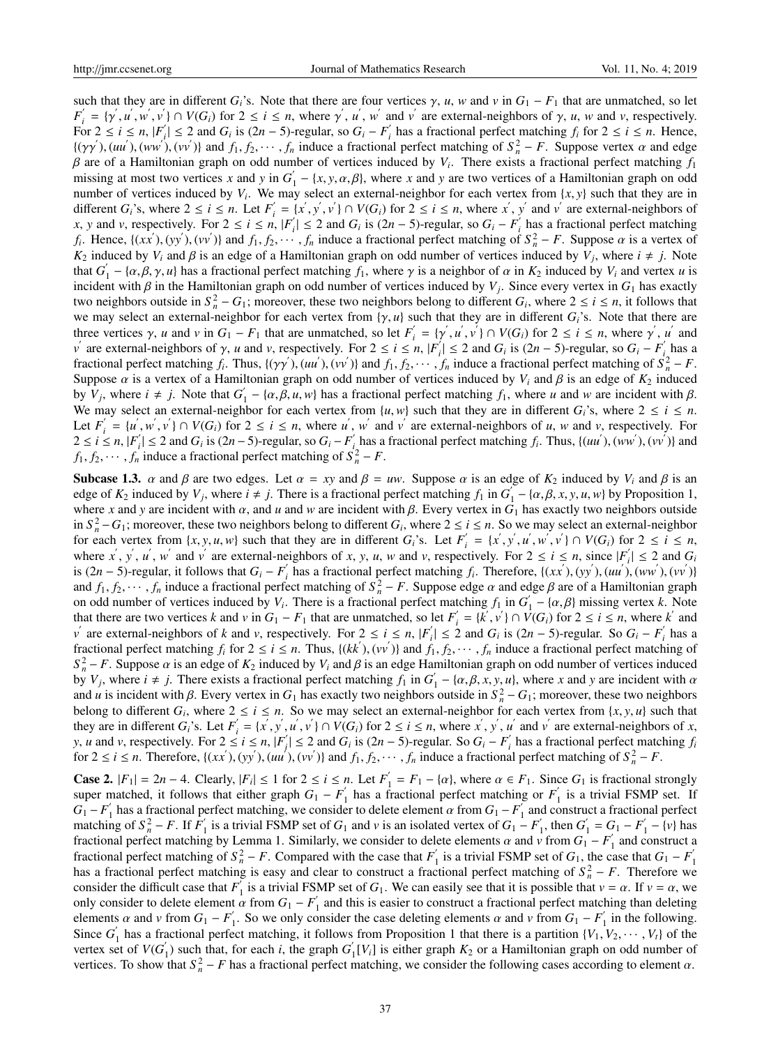such that they are in different $G_i$'s. Note that there are four vertices $\gamma$, $u$, $w$ and $v$ in $G_1 - F_1$ that are unmatched, so let $F_i^{'} = \{\gamma^{'}, u^{'}, w^{'}, v^{'}\} \cap V(G_i)$ for $2 \leq i \leq n$, where $\gamma^{'}$, $u^{'}$, $w^{'}$ and $v^{'}$ are external-neighbors of $\gamma$, $u$, $w$ and $v$, respectively. For $2 \leq i \leq n$, $|F_i^{'}| \leq 2$ and $G_i$ is $(2n-5)$-regular, so $G_i - F_i^{'}$ has a fractional perfect matching $f_i$ for $2 \leq i \leq n$. Hence, $\{(\gamma\gamma^{'}), (uu^{'}), (ww^{'}), (vv^{'})\}$ and $f_1, f_2, \cdots, f_n$ induce a fractional perfect matching of $S_n^2 - F$. Suppose vertex $\alpha$ and edge $\beta$ are of a Hamiltonian graph on odd number of vertices induced by $V_i$. There exists a fractional perfect matching $f_1$ missing at most two vertices $x$ and $y$ in $G_1^{'} - \{x, y, \alpha, \beta\}$, where $x$ and $y$ are two vertices of a Hamiltonian graph on odd number of vertices induced by $V_i$. We may select an external-neighbor for each vertex from $\{x, y\}$ such that they are in different $G_i$'s, where $2 \leq i \leq n$. Let $F_i^{'} = \{x^{'}, y^{'}, v^{'}\} \cap V(G_i)$ for $2 \leq i \leq n$, where $x^{'}$, $y^{'}$ and $v^{'}$ are external-neighbors of $x$, $y$ and $v$, respectively. For $2 \leq i \leq n$, $|F_i^{'}| \leq 2$ and $G_i$ is $(2n-5)$-regular, so $G_i - F_i^{'}$ has a fractional perfect matching $f_i$. Hence, $\{(xx^{'}), (yy^{'}), (vv^{'})\}$ and $f_1, f_2, \cdots, f_n$ induce a fractional perfect matching of $S_n^2 - F$. Suppose $\alpha$ is a vertex of $K_2$ induced by $V_i$ and $\beta$ is an edge of a Hamiltonian graph on odd number of vertices induced by $V_j$, where $i \neq j$. Note that $G_1^{'} - \{\alpha, \beta, \gamma, u\}$ has a fractional perfect matching $f_1$, where $\gamma$ is a neighbor of $\alpha$ in $K_2$ induced by $V_i$ and vertex $u$ is incident with $\beta$ in the Hamiltonian graph on odd number of vertices induced by $V_j$. Since every vertex in $G_1$ has exactly two neighbors outside in $S_n^2 - G_1$; moreover, these two neighbors belong to different $G_i$, where $2 \leq i \leq n$, it follows that we may select an external-neighbor for each vertex from $\{\gamma, u\}$ such that they are in different $G_i$'s. Note that there are three vertices $\gamma$, $u$ and $v$ in $G_1 - F_1$ that are unmatched, so let $F_i^{'} = \{\gamma^{'}, u^{'}, v^{'}\} \cap V(G_i)$ for $2 \leq i \leq n$, where $\gamma^{'}$, $u^{'}$ and $v^{'}$ are external-neighbors of $\gamma$, $u$ and $v$, respectively. For $2 \leq i \leq n$, $|F_i^{'}| \leq 2$ and $G_i$ is $(2n-5)$-regular, so $G_i - F_i^{'}$ has a fractional perfect matching $f_i$. Thus, $\{(\gamma\gamma^{'}), (uu^{'}), (vv^{'})\}$ and $f_1, f_2, \cdots, f_n$ induce a fractional perfect matching of $S_n^2 - F$. Suppose $\alpha$ is a vertex of a Hamiltonian graph on odd number of vertices induced by $V_i$ and $\beta$ is an edge of $K_2$ induced by $V_j$, where $i \neq j$. Note that $G_1^{'} - \{\alpha, \beta, u, w\}$ has a fractional perfect matching $f_1$, where $u$ and $w$ are incident with $\beta$. We may select an external-neighbor for each vertex from $\{u, w\}$ such that they are in different $G_i$'s, where $2 \leq i \leq n$. Let $F_i^{'} = \{u^{'}, w^{'}, v^{'}\} \cap V(G_i)$ for $2 \leq i \leq n$, where $u^{'}$, $w^{'}$ and $v^{'}$ are external-neighbors of $u$, $w$ and $v$, respectively. For $2 \leq i \leq n$, $|F_i^{'}| \leq 2$ and $G_i$ is $(2n-5)$-regular, so $G_i - F_i^{'}$ has a fractional perfect matching $f_i$. Thus, $\{(uu^{'}), (ww^{'}), (vv^{'})\}$ and $f_1, f_2, \cdots, f_n$ induce a fractional perfect matching of $S_n^2 - F$.

**Subcase 1.3.** $\alpha$ and $\beta$ are two edges. Let $\alpha = xy$ and $\beta = uw$. Suppose $\alpha$ is an edge of $K_2$ induced by $V_i$ and $\beta$ is an edge of $K_2$ induced by $V_j$, where $i \neq j$. There is a fractional perfect matching $f_1$ in $G_1^{'} - \{\alpha, \beta, x, y, u, w\}$ by Proposition 1, where $x$ and $y$ are incident with $\alpha$, and $u$ and $w$ are incident with $\beta$. Every vertex in $G_1$ has exactly two neighbors outside in $S_n^2 - G_1$; moreover, these two neighbors belong to different $G_i$, where $2 \leq i \leq n$. So we may select an external-neighbor for each vertex from $\{x, y, u, w\}$ such that they are in different $G_i$'s. Let $F_i^{'} = \{x^{'}, y^{'}, u^{'}, w^{'}, v^{'}\} \cap V(G_i)$ for $2 \leq i \leq n$, where $x^{'}$, $y^{'}$, $u^{'}$, $w^{'}$ and $v^{'}$ are external-neighbors of $x$, $y$, $u$, $w$ and $v$, respectively. For $2 \leq i \leq n$, since $|F_i^{'}| \leq 2$ and $G_i$ is $(2n-5)$-regular, it follows that $G_i - F_i^{'}$ has a fractional perfect matching $f_i$. Therefore, $\{(xx^{'}), (yy^{'}), (uu^{'}), (ww^{'}), (vv^{'})\}$ and $f_1, f_2, \cdots, f_n$ induce a fractional perfect matching of $S_n^2 - F$. Suppose edge $\alpha$ and edge $\beta$ are of a Hamiltonian graph on odd number of vertices induced by $V_i$. There is a fractional perfect matching $f_1$ in $G_1^{'} - \{\alpha, \beta\}$ missing vertex $k$. Note that there are two vertices $k$ and $v$ in $G_1 - F_1$ that are unmatched, so let $F_i^{'} = \{k^{'}, v^{'}\} \cap V(G_i)$ for $2 \leq i \leq n$, where $k^{'}$ and $v^{'}$ are external-neighbors of $k$ and $v$, respectively. For $2 \leq i \leq n$, $|F_i^{'}| \leq 2$ and $G_i$ is $(2n-5)$-regular. So $G_i - F_i^{'}$ has a fractional perfect matching $f_i$ for $2 \leq i \leq n$. Thus, $\{(kk^{'}), (vv^{'})\}$ and $f_1, f_2, \cdots, f_n$ induce a fractional perfect matching of $S_n^2 - F$. Suppose $\alpha$ is an edge of $K_2$ induced by $V_i$ and $\beta$ is an edge Hamiltonian graph on odd number of vertices induced by $V_j$, where $i \neq j$. There exists a fractional perfect matching $f_1$ in $G_1^{'} - \{\alpha, \beta, x, y, u\}$, where $x$ and $y$ are incident with $\alpha$ and $u$ is incident with $\beta$. Every vertex in $G_1$ has exactly two neighbors outside in $S_n^2 - G_1$; moreover, these two neighbors belong to different $G_i$, where $2 \leq i \leq n$. So we may select an external-neighbor for each vertex from $\{x, y, u\}$ such that they are in different $G_i$'s. Let $F_i^{'} = \{x^{'}, y^{'}, u^{'}, v^{'}\} \cap V(G_i)$ for $2 \leq i \leq n$, where $x^{'}$, $y^{'}$, $u^{'}$ and $v^{'}$ are external-neighbors of $x$, $y$, $u$ and $v$, respectively. For $2 \leq i \leq n$, $|F_i^{'}| \leq 2$ and $G_i$ is $(2n-5)$-regular. So $G_i - F_i^{'}$ has a fractional perfect matching $f_i$ for $2 \leq i \leq n$. Therefore, $\{(xx^{'}), (yy^{'}), (uu^{'}), (vv^{'})\}$ and $f_1, f_2, \cdots, f_n$ induce a fractional perfect matching of $S_n^2 - F$.

**Case 2.** $|F_1| = 2n-4$. Clearly, $|F_i| \leq 1$ for $2 \leq i \leq n$. Let $F_1^{'} = F_1 - \{\alpha\}$, where $\alpha \in F_1$. Since $G_1$ is fractional strongly super matched, it follows that either graph $G_1 - F_1^{'}$ has a fractional perfect matching or $F_1^{'}$ is a trivial FSMP set. If $G_1 - F_1^{'}$ has a fractional perfect matching, we consider to delete element $\alpha$ from $G_1 - F_1^{'}$ and construct a fractional perfect matching of $S_n^2 - F$. If $F_1^{'}$ is a trivial FSMP set of $G_1$ and $v$ is an isolated vertex of $G_1 - F_1^{'}$, then $G_1^{'} = G_1 - F_1^{'} - \{v\}$ has fractional perfect matching by Lemma 1. Similarly, we consider to delete elements $\alpha$ and $v$ from $G_1 - F_1^{'}$ and construct a fractional perfect matching of $S_n^2 - F$. Compared with the case that $F_1^{'}$ is a trivial FSMP set of $G_1$, the case that $G_1 - F_1^{'}$ has a fractional perfect matching is easy and clear to construct a fractional perfect matching of $S_n^2 - F$. Therefore we consider the difficult case that $F_1^{'}$ is a trivial FSMP set of $G_1$. We can easily see that it is possible that $v = \alpha$. If $v = \alpha$, we only consider to delete element $\alpha$ from $G_1 - F_1^{'}$ and this is easier to construct a fractional perfect matching than deleting elements $\alpha$ and $v$ from $G_1 - F_1^{'}$. So we only consider the case deleting elements $\alpha$ and $v$ from $G_1 - F_1^{'}$ in the following. Since $G_1^{'}$ has a fractional perfect matching, it follows from Proposition 1 that there is a partition $\{V_1, V_2, \cdots, V_t\}$ of the vertex set of $V(G_1^{'})$ such that, for each $i$, the graph $G_1^{'}[V_i]$ is either graph $K_2$ or a Hamiltonian graph on odd number of vertices. To show that $S_n^2 - F$ has a fractional perfect matching, we consider the following cases according to element $\alpha$.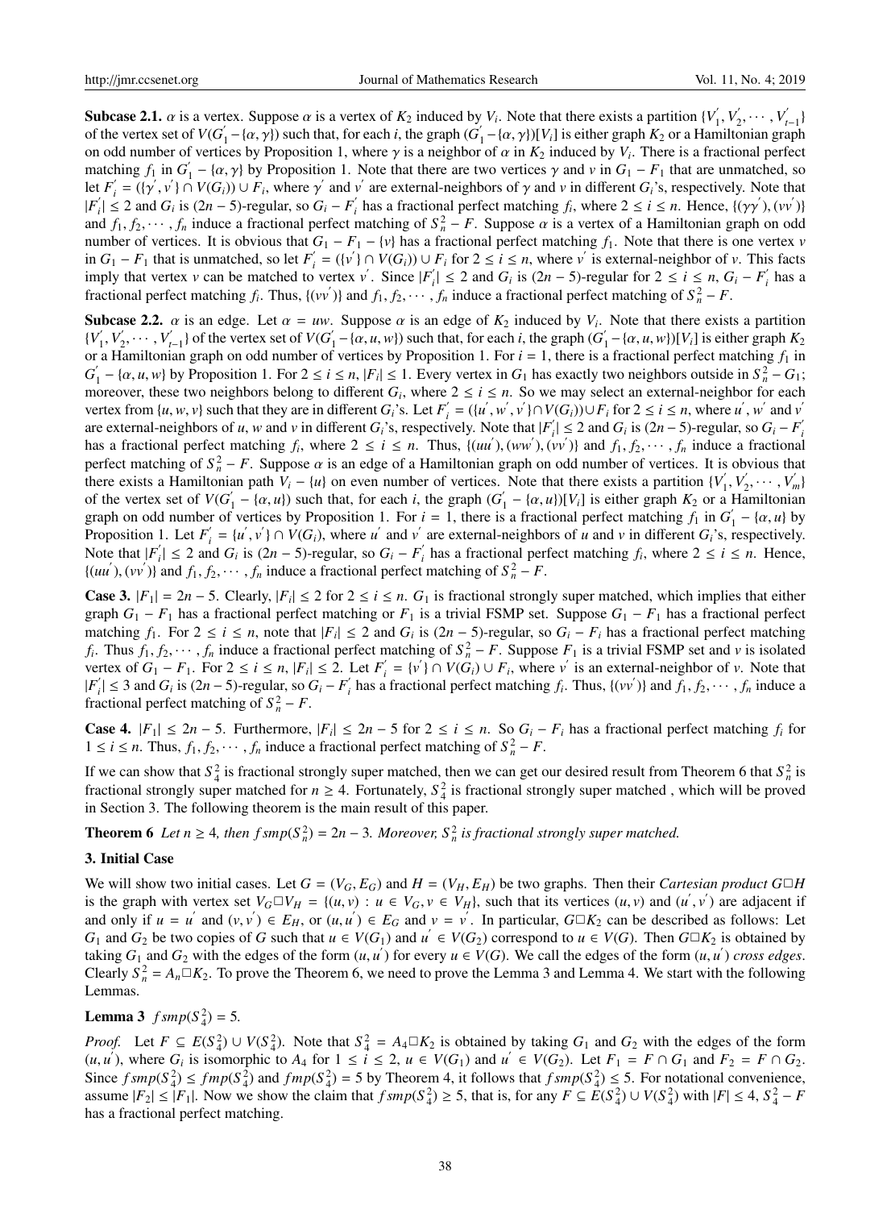**Subcase 2.1.** $\alpha$ is a vertex. Suppose $\alpha$ is a vertex of $K_2$ induced by $V_i$. Note that there exists a partition $\{V_1^{'}, V_2^{'}, \cdots, V_{t-1}^{'}\}$ of the vertex set of $V(G_1^{'} - \{\alpha, \gamma\})$ such that, for each $i$, the graph $(G_1^{'} - \{\alpha, \gamma\})[V_i]$ is either graph $K_2$ or a Hamiltonian graph on odd number of vertices by Proposition 1, where $\gamma$ is a neighbor of $\alpha$ in $K_2$ induced by $V_i$. There is a fractional perfect matching $f_1$ in $G_1^{'} - \{\alpha, \gamma\}$ by Proposition 1. Note that there are two vertices $\gamma$ and $v$ in $G_1 - F_1$ that are unmatched, so let $F_i^{'} = (\{\gamma^{'}, v^{'}\} \cap V(G_i)) \cup F_i$, where $\gamma^{'}$ and $v^{'}$ are external-neighbors of $\gamma$ and $v$ in different $G_i$'s, respectively. Note that $|F_i^{'}| \leq 2$ and $G_i$ is $(2n-5)$-regular, so $G_i - F_i^{'}$ has a fractional perfect matching $f_i$, where $2 \leq i \leq n$. Hence, $\{(\gamma\gamma^{'}), (vv^{'})\}$ and $f_1, f_2, \cdots, f_n$ induce a fractional perfect matching of $S_n^2 - F$. Suppose $\alpha$ is a vertex of a Hamiltonian graph on odd number of vertices. It is obvious that $G_1 - F_1 - \{v\}$ has a fractional perfect matching $f_1$. Note that there is one vertex $v$ in $G_1 - F_1$ that is unmatched, so let $F_i^{'} = (\{v^{'}\} \cap V(G_i)) \cup F_i$ for $2 \leq i \leq n$, where $v^{'}$ is external-neighbor of $v$. This facts imply that vertex $v$ can be matched to vertex $v^{'}$. Since $|F_i^{'}| \leq 2$ and $G_i$ is $(2n-5)$-regular for $2 \leq i \leq n$, $G_i - F_i^{'}$ has a fractional perfect matching $f_i$. Thus, $\{(vv^{'})\}$ and $f_1, f_2, \cdots, f_n$ induce a fractional perfect matching of $S_n^2 - F$.

**Subcase 2.2.** $\alpha$ is an edge. Let $\alpha = uw$. Suppose $\alpha$ is an edge of $K_2$ induced by $V_i$. Note that there exists a partition $\{V_1^{'}, V_2^{'}, \cdots, V_{t-1}^{'}\}$ of the vertex set of $V(G_1^{'} - \{\alpha, u, w\})$ such that, for each $i$, the graph $(G_1^{'} - \{\alpha, u, w\})[V_i]$ is either graph $K_2$ or a Hamiltonian graph on odd number of vertices by Proposition 1. For $i = 1$, there is a fractional perfect matching $f_1$ in $G_1^{'} - \{\alpha, u, w\}$ by Proposition 1. For $2 \leq i \leq n$, $|F_i| \leq 1$. Every vertex in $G_1$ has exactly two neighbors outside in $S_n^2 - G_1$; moreover, these two neighbors belong to different $G_i$, where $2 \leq i \leq n$. So we may select an external-neighbor for each vertex from $\{u, w, v\}$ such that they are in different $G_i$'s. Let $F_i^{'} = (\{u^{'}, w^{'}, v^{'}\} \cap V(G_i)) \cup F_i$ for $2 \leq i \leq n$, where $u^{'}$, $w^{'}$ and $v^{'}$ are external-neighbors of $u$, $w$ and $v$ in different $G_i$'s, respectively. Note that $|F_i^{'}| \leq 2$ and $G_i$ is $(2n-5)$-regular, so $G_i - F_i^{'}$ has a fractional perfect matching $f_i$, where $2 \leq i \leq n$. Thus, $\{(uu^{'}), (ww^{'}), (vv^{'})\}$ and $f_1, f_2, \cdots, f_n$ induce a fractional perfect matching of $S_n^2 - F$. Suppose $\alpha$ is an edge of a Hamiltonian graph on odd number of vertices. It is obvious that there exists a Hamiltonian path $V_i - \{u\}$ on even number of vertices. Note that there exists a partition $\{V_1^{'}, V_2^{'}, \cdots, V_m^{'}\}$ of the vertex set of $V(G_1^{'} - \{\alpha, u\})$ such that, for each $i$, the graph $(G_1^{'} - \{\alpha, u\})[V_i]$ is either graph $K_2$ or a Hamiltonian graph on odd number of vertices by Proposition 1. For $i = 1$, there is a fractional perfect matching $f_1$ in $G_1^{'} - \{\alpha, u\}$ by Proposition 1. Let $F_i^{'} = \{u^{'}, v^{'}\} \cap V(G_i)$, where $u^{'}$ and $v^{'}$ are external-neighbors of $u$ and $v$ in different $G_i$'s, respectively. Note that $|F_i^{'}| \leq 2$ and $G_i$ is $(2n-5)$-regular, so $G_i - F_i^{'}$ has a fractional perfect matching $f_i$, where $2 \leq i \leq n$. Hence, $\{(uu^{'}), (vv^{'})\}$ and $f_1, f_2, \cdots, f_n$ induce a fractional perfect matching of $S_n^2 - F$.

**Case 3.** $|F_1| = 2n-5$. Clearly, $|F_i| \leq 2$ for $2 \leq i \leq n$. $G_1$ is fractional strongly super matched, which implies that either graph $G_1 - F_1$ has a fractional perfect matching or $F_1$ is a trivial FSMP set. Suppose $G_1 - F_1$ has a fractional perfect matching $f_1$. For $2 \leq i \leq n$, note that $|F_i| \leq 2$ and $G_i$ is $(2n-5)$-regular, so $G_i - F_i$ has a fractional perfect matching $f_i$. Thus $f_1, f_2, \cdots, f_n$ induce a fractional perfect matching of $S_n^2 - F$. Suppose $F_1$ is a trivial FSMP set and $v$ is isolated vertex of $G_1 - F_1$. For $2 \leq i \leq n$, $|F_i| \leq 2$. Let $F_i^{'} = \{v^{'}\} \cap V(G_i) \cup F_i$, where $v^{'}$ is an external-neighbor of $v$. Note that $|F_i^{'}| \leq 3$ and $G_i$ is $(2n-5)$-regular, so $G_i - F_i^{'}$ has a fractional perfect matching $f_i$. Thus, $\{(vv^{'})\}$ and $f_1, f_2, \cdots, f_n$ induce a fractional perfect matching of $S_n^2 - F$.

**Case 4.** $|F_1| \leq 2n-5$. Furthermore, $|F_i| \leq 2n-5$ for $2 \leq i \leq n$. So $G_i - F_i$ has a fractional perfect matching $f_i$ for $1 \leq i \leq n$. Thus, $f_1, f_2, \cdots, f_n$ induce a fractional perfect matching of $S_n^2 - F$.

If we can show that $S_4^2$ is fractional strongly super matched, then we can get our desired result from Theorem 6 that $S_n^2$ is fractional strongly super matched for $n \geq 4$. Fortunately, $S_4^2$ is fractional strongly super matched , which will be proved in Section 3. The following theorem is the main result of this paper.

**Theorem 6** *Let $n \geq 4$, then $fsmp(S_n^2) = 2n-3$. Moreover, $S_n^2$ is fractional strongly super matched.*

## 3. Initial Case

We will show two initial cases. Let $G = (V_G, E_G)$ and $H = (V_H, E_H)$ be two graphs. Then their *Cartesian product* $G \square H$ is the graph with vertex set $V_G \square V_H = \{(u, v) : u \in V_G, v \in V_H\}$, such that its vertices $(u, v)$ and $(u^{'}, v^{'})$ are adjacent if and only if $u = u^{'}$ and $(v, v^{'}) \in E_H$, or $(u, u^{'}) \in E_G$ and $v = v^{'}$. In particular, $G \square K_2$ can be described as follows: Let $G_1$ and $G_2$ be two copies of $G$ such that $u \in V(G_1)$ and $u^{'} \in V(G_2)$ correspond to $u \in V(G)$. Then $G \square K_2$ is obtained by taking $G_1$ and $G_2$ with the edges of the form $(u, u^{'})$ for every $u \in V(G)$. We call the edges of the form $(u, u^{'})$ *cross edges*. Clearly $S_n^2 = A_n \square K_2$. To prove the Theorem 6, we need to prove the Lemma 3 and Lemma 4. We start with the following Lemmas.

**Lemma 3** $fsmp(S_4^2) = 5$.

*Proof.* Let $F \subseteq E(S_4^2) \cup V(S_4^2)$. Note that $S_4^2 = A_4 \square K_2$ is obtained by taking $G_1$ and $G_2$ with the edges of the form $(u, u^{'})$, where $G_i$ is isomorphic to $A_4$ for $1 \leq i \leq 2$, $u \in V(G_1)$ and $u^{'} \in V(G_2)$. Let $F_1 = F \cap G_1$ and $F_2 = F \cap G_2$. Since $fsmp(S_4^2) \leq fmp(S_4^2)$ and $fmp(S_4^2) = 5$ by Theorem 4, it follows that $fsmp(S_4^2) \leq 5$. For notational convenience, assume $|F_2| \leq |F_1|$. Now we show the claim that $fsmp(S_4^2) \geq 5$, that is, for any $F \subseteq E(S_4^2) \cup V(S_4^2)$ with $|F| \leq 4$, $S_4^2 - F$ has a fractional perfect matching.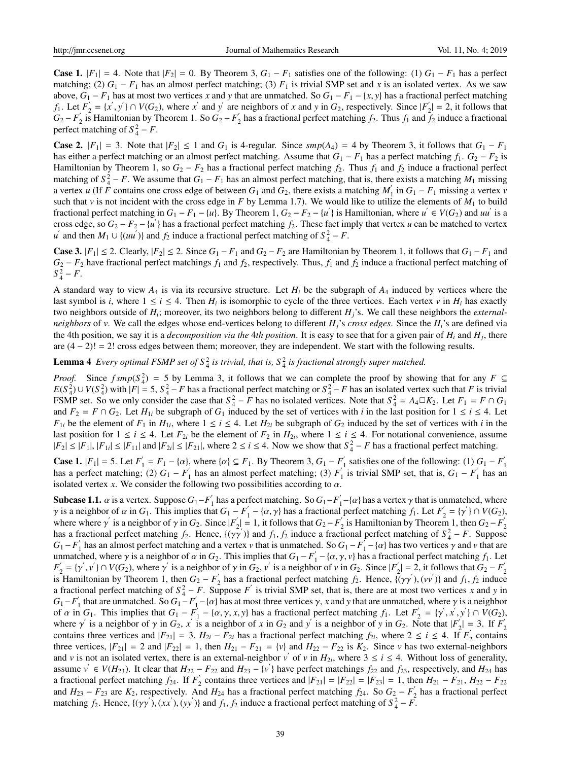**Case 1.** $|F_1| = 4$. Note that $|F_2| = 0$. By Theorem 3, $G_1 - F_1$ satisfies one of the following: (1) $G_1 - F_1$ has a perfect matching; (2) $G_1 - F_1$ has an almost perfect matching; (3) $F_1$ is trivial SMP set and $x$ is an isolated vertex. As we saw above, $G_1 - F_1$ has at most two vertices $x$ and $y$ that are unmatched. So $G_1 - F_1 - \{x, y\}$ has a fractional perfect matching $f_1$. Let $F_2^{'} = \{x^{'}, y^{'}\} \cap V(G_2)$, where $x^{'}$ and $y^{'}$ are neighbors of $x$ and $y$ in $G_2$, respectively. Since $|F_2^{'}| = 2$, it follows that $G_2 - F_2^{'}$ is Hamiltonian by Theorem 1. So $G_2 - F_2^{'}$ has a fractional perfect matching $f_2$. Thus $f_1$ and $f_2$ induce a fractional perfect matching of $S_4^2 - F$.

**Case 2.** $|F_1| = 3$. Note that $|F_2| \leq 1$ and $G_1$ is 4-regular. Since $smp(A_4) = 4$ by Theorem 3, it follows that $G_1 - F_1$ has either a perfect matching or an almost perfect matching. Assume that $G_1 - F_1$ has a perfect matching $f_1$. $G_2 - F_2$ is Hamiltonian by Theorem 1, so $G_2 - F_2$ has a fractional perfect matching $f_2$. Thus $f_1$ and $f_2$ induce a fractional perfect matching of $S_4^2 - F$. We assume that $G_1 - F_1$ has an almost perfect matching, that is, there exists a matching $M_1$ missing a vertex $u$ (If $F$ contains one cross edge of between $G_1$ and $G_2$, there exists a matching $M_1^{'}$ in $G_1 - F_1$ missing a vertex $v$ such that $v$ is not incident with the cross edge in $F$ by Lemma 1.7). We would like to utilize the elements of $M_1$ to build fractional perfect matching in $G_1 - F_1 - \{u\}$. By Theorem 1, $G_2 - F_2 - \{u^{'}\}$ is Hamiltonian, where $u^{'} \in V(G_2)$ and $uu^{'}$ is a cross edge, so $G_2 - F_2 - \{u^{'}\}$ has a fractional perfect matching $f_2$. These fact imply that vertex $u$ can be matched to vertex $u^{'}$ and then $M_1 \cup \{(uu^{'})\}$ and $f_2$ induce a fractional perfect matching of $S_4^2 - F$.

**Case 3.** $|F_1| \leq 2$. Clearly, $|F_2| \leq 2$. Since $G_1 - F_1$ and $G_2 - F_2$ are Hamiltonian by Theorem 1, it follows that $G_1 - F_1$ and $G_2 - F_2$ have fractional perfect matchings $f_1$ and $f_2$, respectively. Thus, $f_1$ and $f_2$ induce a fractional perfect matching of $S_4^2 - F$.

A standard way to view $A_4$ is via its recursive structure. Let $H_i$ be the subgraph of $A_4$ induced by vertices where the last symbol is $i$, where $1 \leq i \leq 4$. Then $H_i$ is isomorphic to cycle of the three vertices. Each vertex $v$ in $H_i$ has exactly two neighbors outside of $H_i$; moreover, its two neighbors belong to different $H_j$'s. We call these neighbors the *external-neighbors* of $v$. We call the edges whose end-vertices belong to different $H_j$'s *cross edges*. Since the $H_i$'s are defined via the 4th position, we say it is a *decomposition via the* 4*th position*. It is easy to see that for a given pair of $H_i$ and $H_j$, there are $(4 - 2)! = 2!$ cross edges between them; moreover, they are independent. We start with the following results.

**Lemma 4** *Every optimal FSMP set of $S_4^2$ is trivial, that is, $S_4^2$ is fractional strongly super matched.*

*Proof.* Since $fsmp(S_4^2) = 5$ by Lemma 3, it follows that we can complete the proof by showing that for any $F \subseteq E(S_4^2) \cup V(S_4^2)$ with $|F| = 5$, $S_4^2 - F$ has a fractional perfect matching or $S_4^2 - F$ has an isolated vertex such that $F$ is trivial FSMP set. So we only consider the case that $S_4^2 - F$ has no isolated vertices. Note that $S_4^2 = A_4 \Box K_2$. Let $F_1 = F \cap G_1$ and $F_2 = F \cap G_2$. Let $H_{1i}$ be subgraph of $G_1$ induced by the set of vertices with $i$ in the last position for $1 \leq i \leq 4$. Let $F_{1i}$ be the element of $F_1$ in $H_{1i}$, where $1 \leq i \leq 4$. Let $H_{2i}$ be subgraph of $G_2$ induced by the set of vertices with $i$ in the last position for $1 \leq i \leq 4$. Let $F_{2i}$ be the element of $F_2$ in $H_{2i}$, where $1 \leq i \leq 4$. For notational convenience, assume $|F_2| \leq |F_1|$, $|F_{1i}| \leq |F_{11}|$ and $|F_{2i}| \leq |F_{21}|$, where $2 \leq i \leq 4$. Now we show that $S_4^2 - F$ has a fractional perfect matching.

**Case 1.** $|F_1| = 5$. Let $F_1^{'} = F_1 - \{\alpha\}$, where $\{\alpha\} \subseteq F_1$. By Theorem 3, $G_1 - F_1^{'}$ satisfies one of the following: (1) $G_1 - F_1^{'}$ has a perfect matching; (2) $G_1 - F_1^{'}$ has an almost perfect matching; (3) $F_1^{'}$ is trivial SMP set, that is, $G_1 - F_1^{'}$ has an isolated vertex $x$. We consider the following two possibilities according to $\alpha$.

**Subcase 1.1.** $\alpha$ is a vertex. Suppose $G_1 - F_1^{'}$ has a perfect matching. So $G_1 - F_1^{'} - \{\alpha\}$ has a vertex $\gamma$ that is unmatched, where $\gamma$ is a neighbor of $\alpha$ in $G_1$. This implies that $G_1 - F_1^{'} - \{\alpha, \gamma\}$ has a fractional perfect matching $f_1$. Let $F_2^{'} = \{\gamma^{'}\} \cap V(G_2)$, where where $\gamma^{'}$ is a neighbor of $\gamma$ in $G_2$. Since $|F_2^{'}| = 1$, it follows that $G_2 - F_2^{'}$ is Hamiltonian by Theorem 1, then $G_2 - F_2^{'}$ has a fractional perfect matching $f_2$. Hence, $\{(\gamma\gamma^{'})\}$ and $f_1, f_2$ induce a fractional perfect matching of $S_4^2 - F$. Suppose $G_1 - F_1^{'}$ has an almost perfect matching and a vertex $v$ that is unmatched. So $G_1 - F_1^{'} - \{\alpha\}$ has two vertices $\gamma$ and $v$ that are unmatched, where $\gamma$ is a neighbor of $\alpha$ in $G_2$. This implies that $G_1 - F_1^{'} - \{\alpha, \gamma, v\}$ has a fractional perfect matching $f_1$. Let $F_2^{'} = \{\gamma^{'}, v^{'}\} \cap V(G_2)$, where $\gamma^{'}$ is a neighbor of $\gamma$ in $G_2$, $v^{'}$ is a neighbor of $v$ in $G_2$. Since $|F_2^{'}| = 2$, it follows that $G_2 - F_2^{'}$ is Hamiltonian by Theorem 1, then $G_2 - F_2^{'}$ has a fractional perfect matching $f_2$. Hence, $\{(\gamma\gamma^{'}), (vv^{'})\}$ and $f_1, f_2$ induce a fractional perfect matching of $S_4^2 - F$. Suppose $F^{'}$ is trivial SMP set, that is, there are at most two vertices $x$ and $y$ in $G_1 - F_1^{'}$ that are unmatched. So $G_1 - F_1^{'} - \{\alpha\}$ has at most three vertices $\gamma$, $x$ and $y$ that are unmatched, where $\gamma$ is a neighbor of $\alpha$ in $G_1$. This implies that $G_1 - F_1^{'} - \{\alpha, \gamma, x, y\}$ has a fractional perfect matching $f_1$. Let $F_2^{'} = \{\gamma^{'}, x^{'}, y^{'}\} \cap V(G_2)$, where $\gamma^{'}$ is a neighbor of $\gamma$ in $G_2$, $x^{'}$ is a neighbor of $x$ in $G_2$ and $y^{'}$ is a neighbor of $y$ in $G_2$. Note that $|F_2^{'}| = 3$. If $F_2^{'}$ contains three vertices and $|F_{21}| = 3$, $H_{2i} - F_{2i}$ has a fractional perfect matching $f_{2i}$, where $2 \leq i \leq 4$. If $F_2^{'}$ contains three vertices, $|F_{21}| = 2$ and $|F_{22}| = 1$, then $H_{21} - F_{21} = \{v\}$ and $H_{22} - F_{22}$ is $K_2$. Since $v$ has two external-neighbors and $v$ is not an isolated vertex, there is an external-neighbor $v^{'}$ of $v$ in $H_{2i}$, where $3 \leq i \leq 4$. Without loss of generality, assume $v^{'} \in V(H_{23})$. It clear that $H_{22} - F_{22}$ and $H_{23} - \{v^{'}\}$ have perfect matchings $f_{22}$ and $f_{23}$, respectively, and $H_{24}$ has a fractional perfect matching $f_{24}$. If $F_2^{'}$ contains three vertices and $|F_{21}| = |F_{22}| = |F_{23}| = 1$, then $H_{21} - F_{21}$, $H_{22} - F_{22}$ and $H_{23} - F_{23}$ are $K_2$, respectively. And $H_{24}$ has a fractional perfect matching $f_{24}$. So $G_2 - F_2^{'}$ has a fractional perfect matching $f_2$. Hence, $\{(\gamma\gamma^{'}), (xx^{'}), (yy^{'})\}$ and $f_1, f_2$ induce a fractional perfect matching of $S_4^2 - F$.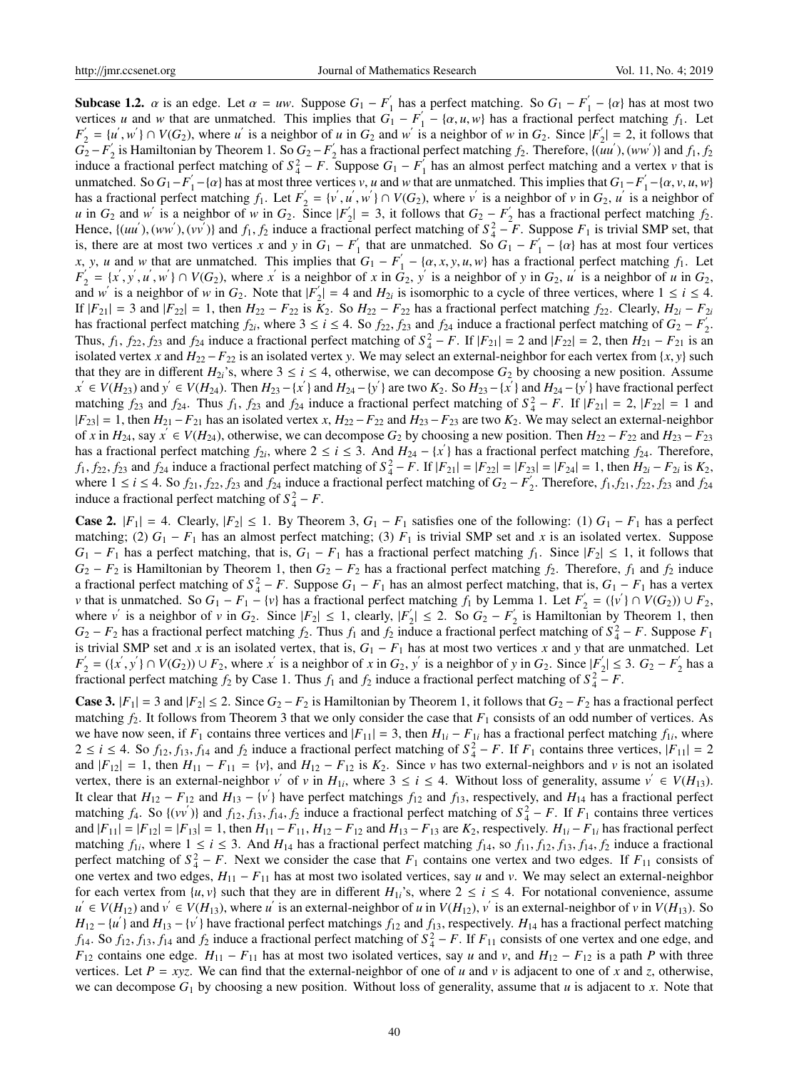**Subcase 1.2.** $\alpha$ is an edge. Let $\alpha = uw$. Suppose $G_1 - F_1^{'}$ has a perfect matching. So $G_1 - F_1^{'} - \{\alpha\}$ has at most two vertices $u$ and $w$ that are unmatched. This implies that $G_1 - F_1^{'} - \{\alpha, u, w\}$ has a fractional perfect matching $f_1$. Let $F_2^{'} = \{u^{'}, w^{'}\} \cap V(G_2)$, where $u^{'}$ is a neighbor of $u$ in $G_2$ and $w^{'}$ is a neighbor of $w$ in $G_2$. Since $|F_2^{'}| = 2$, it follows that $G_2 - F_2^{'}$ is Hamiltonian by Theorem 1. So $G_2 - F_2^{'}$ has a fractional perfect matching $f_2$. Therefore, $\{(uu^{'}), (ww^{'})\}$ and $f_1, f_2$ induce a fractional perfect matching of $S_4^2 - F$. Suppose $G_1 - F_1^{'}$ has an almost perfect matching and a vertex $v$ that is unmatched. So $G_1 - F_1^{'} - \{\alpha\}$ has at most three vertices $v$, $u$ and $w$ that are unmatched. This implies that $G_1 - F_1^{'} - \{\alpha, v, u, w\}$ has a fractional perfect matching $f_1$. Let $F_2^{'} = \{v^{'}, u^{'}, w^{'}\} \cap V(G_2)$, where $v^{'}$ is a neighbor of $v$ in $G_2$, $u^{'}$ is a neighbor of $u$ in $G_2$ and $w^{'}$ is a neighbor of $w$ in $G_2$. Since $|F_2^{'}| = 3$, it follows that $G_2 - F_2^{'}$ has a fractional perfect matching $f_2$. Hence, $\{(uu^{'}), (ww^{'}), (vv^{'})\}$ and $f_1, f_2$ induce a fractional perfect matching of $S_4^2 - F$. Suppose $F_1$ is trivial SMP set, that is, there are at most two vertices $x$ and $y$ in $G_1 - F_1^{'}$ that are unmatched. So $G_1 - F_1^{'} - \{\alpha\}$ has at most four vertices $x$, $y$, $u$ and $w$ that are unmatched. This implies that $G_1 - F_1^{'} - \{\alpha, x, y, u, w\}$ has a fractional perfect matching $f_1$. Let $F_2^{'} = \{x^{'}, y^{'}, u^{'}, w^{'}\} \cap V(G_2)$, where $x^{'}$ is a neighbor of $x$ in $G_2$, $y^{'}$ is a neighbor of $y$ in $G_2$, $u^{'}$ is a neighbor of $u$ in $G_2$, and $w^{'}$ is a neighbor of $w$ in $G_2$. Note that $|F_2^{'}| = 4$ and $H_{2i}$ is isomorphic to a cycle of three vertices, where $1 \le i \le 4$. If $|F_{21}| = 3$ and $|F_{22}| = 1$, then $H_{22} - F_{22}$ is $K_2$. So $H_{22} - F_{22}$ has a fractional perfect matching $f_{22}$. Clearly, $H_{2i} - F_{2i}$ has fractional perfect matching $f_{2i}$, where $3 \le i \le 4$. So $f_{22}, f_{23}$ and $f_{24}$ induce a fractional perfect matching of $G_2 - F_2^{'}$. Thus, $f_1$, $f_{22}$, $f_{23}$ and $f_{24}$ induce a fractional perfect matching of $S_4^2 - F$. If $|F_{21}| = 2$ and $|F_{22}| = 2$, then $H_{21} - F_{21}$ is an isolated vertex $x$ and $H_{22} - F_{22}$ is an isolated vertex $y$. We may select an external-neighbor for each vertex from $\{x, y\}$ such that they are in different $H_{2i}$'s, where $3 \le i \le 4$, otherwise, we can decompose $G_2$ by choosing a new position. Assume $x^{'} \in V(H_{23})$ and $y^{'} \in V(H_{24})$. Then $H_{23} - \{x^{'}\}$ and $H_{24} - \{y^{'}\}$ are two $K_2$. So $H_{23} - \{x^{'}\}$ and $H_{24} - \{y^{'}\}$ have fractional perfect matching $f_{23}$ and $f_{24}$. Thus $f_1$, $f_{23}$ and $f_{24}$ induce a fractional perfect matching of $S_4^2 - F$. If $|F_{21}| = 2$, $|F_{22}| = 1$ and $|F_{23}| = 1$, then $H_{21} - F_{21}$ has an isolated vertex $x$, $H_{22} - F_{22}$ and $H_{23} - F_{23}$ are two $K_2$. We may select an external-neighbor of $x$ in $H_{24}$, say $x^{'} \in V(H_{24})$, otherwise, we can decompose $G_2$ by choosing a new position. Then $H_{22} - F_{22}$ and $H_{23} - F_{23}$ has a fractional perfect matching $f_{2i}$, where $2 \le i \le 3$. And $H_{24} - \{x^{'}\}$ has a fractional perfect matching $f_{24}$. Therefore, $f_1, f_{22}, f_{23}$ and $f_{24}$ induce a fractional perfect matching of $S_4^2 - F$. If $|F_{21}| = |F_{22}| = |F_{23}| = |F_{24}| = 1$, then $H_{2i} - F_{2i}$ is $K_2$, where $1 \le i \le 4$. So $f_{21}, f_{22}, f_{23}$ and $f_{24}$ induce a fractional perfect matching of $G_2 - F_2^{'}$. Therefore, $f_1, f_{21}, f_{22}, f_{23}$ and $f_{24}$ induce a fractional perfect matching of $S_4^2 - F$.

**Case 2.** $|F_1| = 4$. Clearly, $|F_2| \le 1$. By Theorem 3, $G_1 - F_1$ satisfies one of the following: (1) $G_1 - F_1$ has a perfect matching; (2) $G_1 - F_1$ has an almost perfect matching; (3) $F_1$ is trivial SMP set and $x$ is an isolated vertex. Suppose $G_1 - F_1$ has a perfect matching, that is, $G_1 - F_1$ has a fractional perfect matching $f_1$. Since $|F_2| \le 1$, it follows that $G_2 - F_2$ is Hamiltonian by Theorem 1, then $G_2 - F_2$ has a fractional perfect matching $f_2$. Therefore, $f_1$ and $f_2$ induce a fractional perfect matching of $S_4^2 - F$. Suppose $G_1 - F_1$ has an almost perfect matching, that is, $G_1 - F_1$ has a vertex $v$ that is unmatched. So $G_1 - F_1 - \{v\}$ has a fractional perfect matching $f_1$ by Lemma 1. Let $F_2^{'} = (\{v^{'}\} \cap V(G_2)) \cup F_2$, where $v^{'}$ is a neighbor of $v$ in $G_2$. Since $|F_2| \le 1$, clearly, $|F_2^{'}| \le 2$. So $G_2 - F_2^{'}$ is Hamiltonian by Theorem 1, then $G_2 - F_2$ has a fractional perfect matching $f_2$. Thus $f_1$ and $f_2$ induce a fractional perfect matching of $S_4^2 - F$. Suppose $F_1$ is trivial SMP set and $x$ is an isolated vertex, that is, $G_1 - F_1$ has at most two vertices $x$ and $y$ that are unmatched. Let $F_2^{'} = (\{x^{'}, y^{'}\} \cap V(G_2)) \cup F_2$, where $x^{'}$ is a neighbor of $x$ in $G_2$, $y^{'}$ is a neighbor of $y$ in $G_2$. Since $|F_2^{'}| \le 3$. $G_2 - F_2^{'}$ has a fractional perfect matching $f_2$ by Case 1. Thus $f_1$ and $f_2$ induce a fractional perfect matching of $S_4^2 - F$.

**Case 3.** $|F_1| = 3$ and $|F_2| \le 2$. Since $G_2 - F_2$ is Hamiltonian by Theorem 1, it follows that $G_2 - F_2$ has a fractional perfect matching $f_2$. It follows from Theorem 3 that we only consider the case that $F_1$ consists of an odd number of vertices. As we have now seen, if $F_1$ contains three vertices and $|F_{11}| = 3$, then $H_{1i} - F_{1i}$ has a fractional perfect matching $f_{1i}$, where $2 \le i \le 4$. So $f_{12}, f_{13}, f_{14}$ and $f_2$ induce a fractional perfect matching of $S_4^2 - F$. If $F_1$ contains three vertices, $|F_{11}| = 2$ and $|F_{12}| = 1$, then $H_{11} - F_{11} = \{v\}$, and $H_{12} - F_{12}$ is $K_2$. Since $v$ has two external-neighbors and $v$ is not an isolated vertex, there is an external-neighbor $v^{'}$ of $v$ in $H_{1i}$, where $3 \le i \le 4$. Without loss of generality, assume $v^{'} \in V(H_{13})$. It clear that $H_{12} - F_{12}$ and $H_{13} - \{v^{'}\}$ have perfect matchings $f_{12}$ and $f_{13}$, respectively, and $H_{14}$ has a fractional perfect matching $f_4$. So $\{(vv^{'})\}$ and $f_{12}, f_{13}, f_{14}, f_2$ induce a fractional perfect matching of $S_4^2 - F$. If $F_1$ contains three vertices and $|F_{11}| = |F_{12}| = |F_{13}| = 1$, then $H_{11} - F_{11}$, $H_{12} - F_{12}$ and $H_{13} - F_{13}$ are $K_2$, respectively. $H_{1i} - F_{1i}$ has fractional perfect matching $f_{1i}$, where $1 \le i \le 3$. And $H_{14}$ has a fractional perfect matching $f_{14}$, so $f_{11}, f_{12}, f_{13}, f_{14}, f_2$ induce a fractional perfect matching of $S_4^2 - F$. Next we consider the case that $F_1$ contains one vertex and two edges. If $F_{11}$ consists of one vertex and two edges, $H_{11} - F_{11}$ has at most two isolated vertices, say $u$ and $v$. We may select an external-neighbor for each vertex from $\{u, v\}$ such that they are in different $H_{1i}$'s, where $2 \le i \le 4$. For notational convenience, assume $u^{'} \in V(H_{12})$ and $v^{'} \in V(H_{13})$, where $u^{'}$ is an external-neighbor of $u$ in $V(H_{12})$, $v^{'}$ is an external-neighbor of $v$ in $V(H_{13})$. So $H_{12} - \{u^{'}\}$ and $H_{13} - \{v^{'}\}$ have fractional perfect matchings $f_{12}$ and $f_{13}$, respectively. $H_{14}$ has a fractional perfect matching $f_{14}$. So $f_{12}, f_{13}, f_{14}$ and $f_2$ induce a fractional perfect matching of $S_4^2 - F$. If $F_{11}$ consists of one vertex and one edge, and $F_{12}$ contains one edge. $H_{11} - F_{11}$ has at most two isolated vertices, say $u$ and $v$, and $H_{12} - F_{12}$ is a path $P$ with three vertices. Let $P = xyz$. We can find that the external-neighbor of one of $u$ and $v$ is adjacent to one of $x$ and $z$, otherwise, we can decompose $G_1$ by choosing a new position. Without loss of generality, assume that $u$ is adjacent to $x$. Note that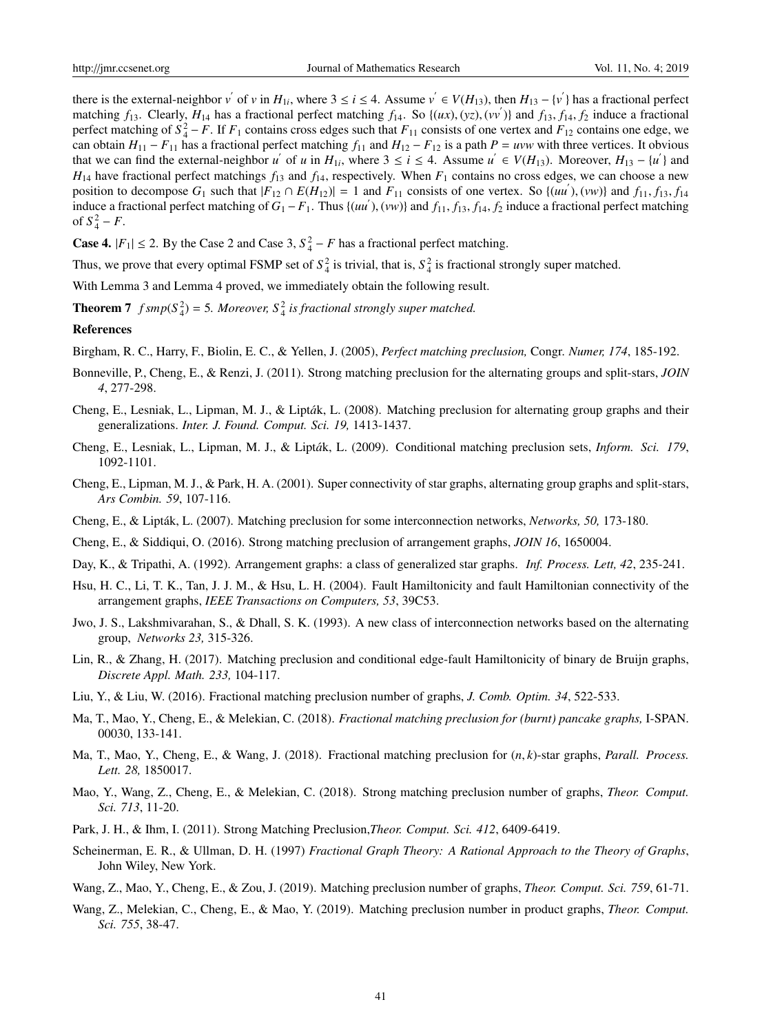there is the external-neighbor $v'$ of $v$ in $H_{1i}$, where $3 \leq i \leq 4$. Assume $v' \in V(H_{13})$, then $H_{13} - \{v'\}$ has a fractional perfect matching $f_{13}$. Clearly, $H_{14}$ has a fractional perfect matching $f_{14}$. So $\{(ux), (yz), (vv')\}$ and $f_{13}, f_{14}, f_2$ induce a fractional perfect matching of $S_4^2 - F$. If $F_1$ contains cross edges such that $F_{11}$ consists of one vertex and $F_{12}$ contains one edge, we can obtain $H_{11} - F_{11}$ has a fractional perfect matching $f_{11}$ and $H_{12} - F_{12}$ is a path $P = uvw$ with three vertices. It obvious that we can find the external-neighbor $u'$ of $u$ in $H_{1i}$, where $3 \leq i \leq 4$. Assume $u' \in V(H_{13})$. Moreover, $H_{13} - \{u'\}$ and $H_{14}$ have fractional perfect matchings $f_{13}$ and $f_{14}$, respectively. When $F_1$ contains no cross edges, we can choose a new position to decompose $G_1$ such that $|F_{12} \cap E(H_{12})| = 1$ and $F_{11}$ consists of one vertex. So $\{(uu'), (vw)\}$ and $f_{11}, f_{13}, f_{14}$ induce a fractional perfect matching of $G_1 - F_1$. Thus $\{(uu'), (vw)\}$ and $f_{11}, f_{13}, f_{14}, f_2$ induce a fractional perfect matching of $S_4^2 - F$.

**Case 4.** $|F_1| \leq 2$. By the Case 2 and Case 3, $S_4^2 - F$ has a fractional perfect matching.

Thus, we prove that every optimal FSMP set of $S_4^2$ is trivial, that is, $S_4^2$ is fractional strongly super matched.

With Lemma 3 and Lemma 4 proved, we immediately obtain the following result.

**Theorem 7** *$fsmp(S_4^2) = 5$. Moreover, $S_4^2$ is fractional strongly super matched.*

## References

Birgham, R. C., Harry, F., Biolin, E. C., & Yellen, J. (2005), *Perfect matching preclusion,* Congr. *Numer, 174*, 185-192.

Bonneville, P., Cheng, E., & Renzi, J. (2011). Strong matching preclusion for the alternating groups and split-stars, *JOIN 4*, 277-298.

Cheng, E., Lesniak, L., Lipman, M. J., & Lipták, L. (2008). Matching preclusion for alternating group graphs and their generalizations. *Inter. J. Found. Comput. Sci. 19,* 1413-1437.

Cheng, E., Lesniak, L., Lipman, M. J., & Lipták, L. (2009). Conditional matching preclusion sets, *Inform. Sci. 179*, 1092-1101.

Cheng, E., Lipman, M. J., & Park, H. A. (2001). Super connectivity of star graphs, alternating group graphs and split-stars, *Ars Combin. 59*, 107-116.

Cheng, E., & Lipták, L. (2007). Matching preclusion for some interconnection networks, *Networks, 50,* 173-180.

Cheng, E., & Siddiqui, O. (2016). Strong matching preclusion of arrangement graphs, *JOIN 16*, 1650004.

Day, K., & Tripathi, A. (1992). Arrangement graphs: a class of generalized star graphs. *Inf. Process. Lett, 42*, 235-241.

Hsu, H. C., Li, T. K., Tan, J. J. M., & Hsu, L. H. (2004). Fault Hamiltonicity and fault Hamiltonian connectivity of the arrangement graphs, *IEEE Transactions on Computers, 53*, 39C53.

Jwo, J. S., Lakshmivarahan, S., & Dhall, S. K. (1993). A new class of interconnection networks based on the alternating group, *Networks 23,* 315-326.

Lin, R., & Zhang, H. (2017). Matching preclusion and conditional edge-fault Hamiltonicity of binary de Bruijn graphs, *Discrete Appl. Math. 233,* 104-117.

Liu, Y., & Liu, W. (2016). Fractional matching preclusion number of graphs, *J. Comb. Optim. 34*, 522-533.

Ma, T., Mao, Y., Cheng, E., & Melekian, C. (2018). *Fractional matching preclusion for (burnt) pancake graphs,* I-SPAN. 00030, 133-141.

Ma, T., Mao, Y., Cheng, E., & Wang, J. (2018). Fractional matching preclusion for $(n, k)$-star graphs, *Parall. Process. Lett. 28,* 1850017.

Mao, Y., Wang, Z., Cheng, E., & Melekian, C. (2018). Strong matching preclusion number of graphs, *Theor. Comput. Sci. 713*, 11-20.

Park, J. H., & Ihm, I. (2011). Strong Matching Preclusion,*Theor. Comput. Sci. 412*, 6409-6419.

Scheinerman, E. R., & Ullman, D. H. (1997) *Fractional Graph Theory: A Rational Approach to the Theory of Graphs*, John Wiley, New York.

Wang, Z., Mao, Y., Cheng, E., & Zou, J. (2019). Matching preclusion number of graphs, *Theor. Comput. Sci. 759*, 61-71.

Wang, Z., Melekian, C., Cheng, E., & Mao, Y. (2019). Matching preclusion number in product graphs, *Theor. Comput. Sci. 755*, 38-47.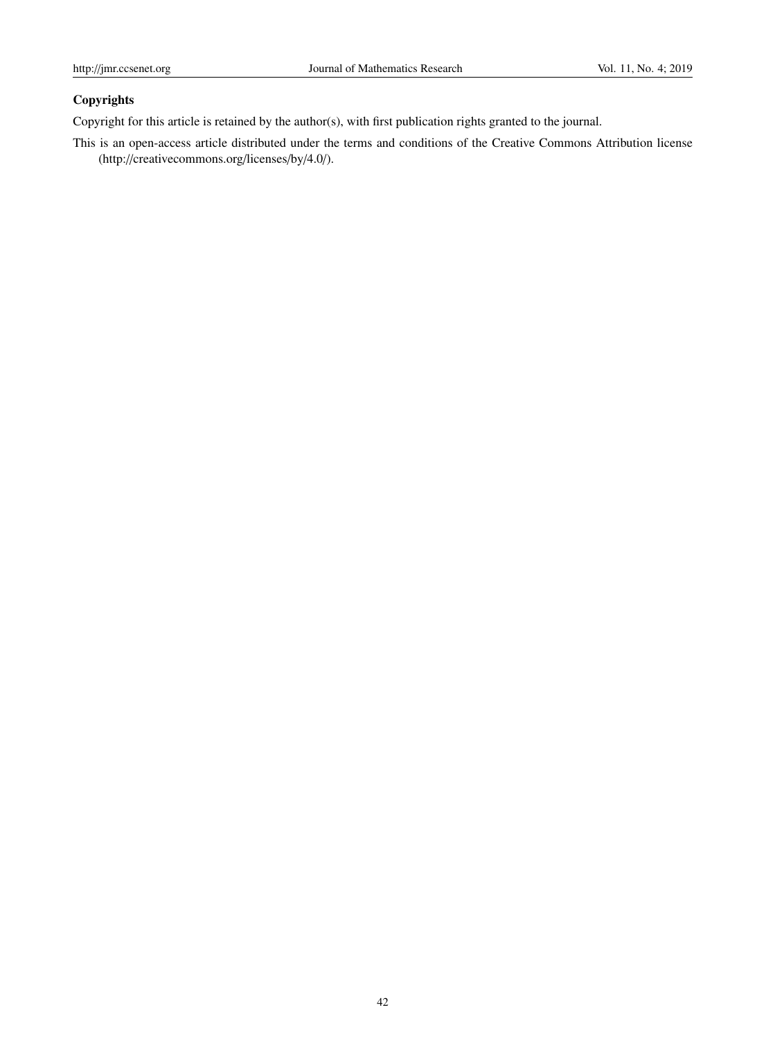## Copyrights

Copyright for this article is retained by the author(s), with first publication rights granted to the journal.

This is an open-access article distributed under the terms and conditions of the Creative Commons Attribution license (http://creativecommons.org/licenses/by/4.0/).